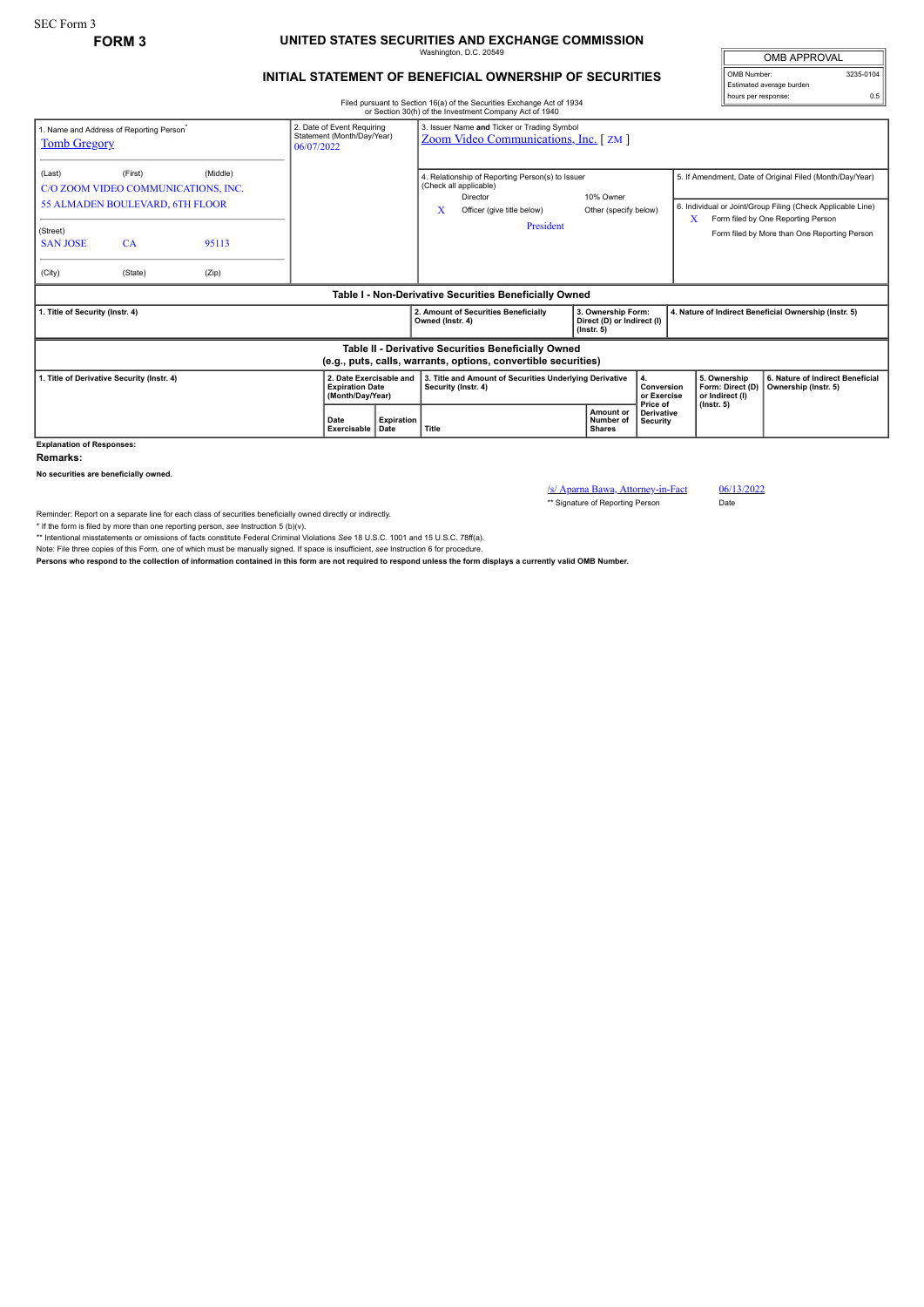SEC Form 3

**FORM 3**

# UNITED STATES SECURITIES AND EXCHANGE COMMISSION

Washington, D.C. 20549

## INITIAL STATEMENT OF BENEFICIAL OWNERSHIP OF SECURITIES

| OMB APPROVAL | |
|---|---|
| OMB Number: | 3235-0104 |
| Estimated average burden | |
| hours per response: | 0.5 |

Filed pursuant to Section 16(a) of the Securities Exchange Act of 1934 or Section 30(h) of the Investment Company Act of 1940

| 1. Name and Address of Reporting Person* | 2. Date of Event Requiring Statement (Month/Day/Year) | 3. Issuer Name and Ticker or Trading Symbol |
|---|---|---|
| Tomb Gregory | 06/07/2022 | Zoom Video Communications, Inc. [ ZM ] |
| (Last) (First) (Middle) C/O ZOOM VIDEO COMMUNICATIONS, INC. 55 ALMADEN BOULEVARD, 6TH FLOOR | | 4. Relationship of Reporting Person(s) to Issuer (Check all applicable): Director; 10% Owner; X Officer (give title below); Other (specify below) — President |
| (Street) SAN JOSE CA 95113 | | 5. If Amendment, Date of Original Filed (Month/Day/Year) |
| (City) (State) (Zip) | | 6. Individual or Joint/Group Filing (Check Applicable Line): X Form filed by One Reporting Person; Form filed by More than One Reporting Person |

**Table I - Non-Derivative Securities Beneficially Owned**

| 1. Title of Security (Instr. 4) | 2. Amount of Securities Beneficially Owned (Instr. 4) | 3. Ownership Form: Direct (D) or Indirect (I) (Instr. 5) | 4. Nature of Indirect Beneficial Ownership (Instr. 5) |
|---|---|---|---|

**Table II - Derivative Securities Beneficially Owned (e.g., puts, calls, warrants, options, convertible securities)**

| 1. Title of Derivative Security (Instr. 4) | 2. Date Exercisable and Expiration Date (Month/Day/Year) | | 3. Title and Amount of Securities Underlying Derivative Security (Instr. 4) | | 4. Conversion or Exercise Price of Derivative Security | 5. Ownership Form: Direct (D) or Indirect (I) (Instr. 5) | 6. Nature of Indirect Beneficial Ownership (Instr. 5) |
|---|---|---|---|---|---|---|---|
| | Date Exercisable | Expiration Date | Title | Amount or Number of Shares | | | |

**Explanation of Responses:**

**Remarks:**

**No securities are beneficially owned.**

/s/ Aparna Bawa, Attorney-in-Fact — 06/13/2022

** Signature of Reporting Person — Date

Reminder: Report on a separate line for each class of securities beneficially owned directly or indirectly.

* If the form is filed by more than one reporting person, *see* Instruction 5 (b)(v).

** Intentional misstatements or omissions of facts constitute Federal Criminal Violations *See* 18 U.S.C. 1001 and 15 U.S.C. 78ff(a).

Note: File three copies of this Form, one of which must be manually signed. If space is insufficient, *see* Instruction 6 for procedure.

**Persons who respond to the collection of information contained in this form are not required to respond unless the form displays a currently valid OMB Number.**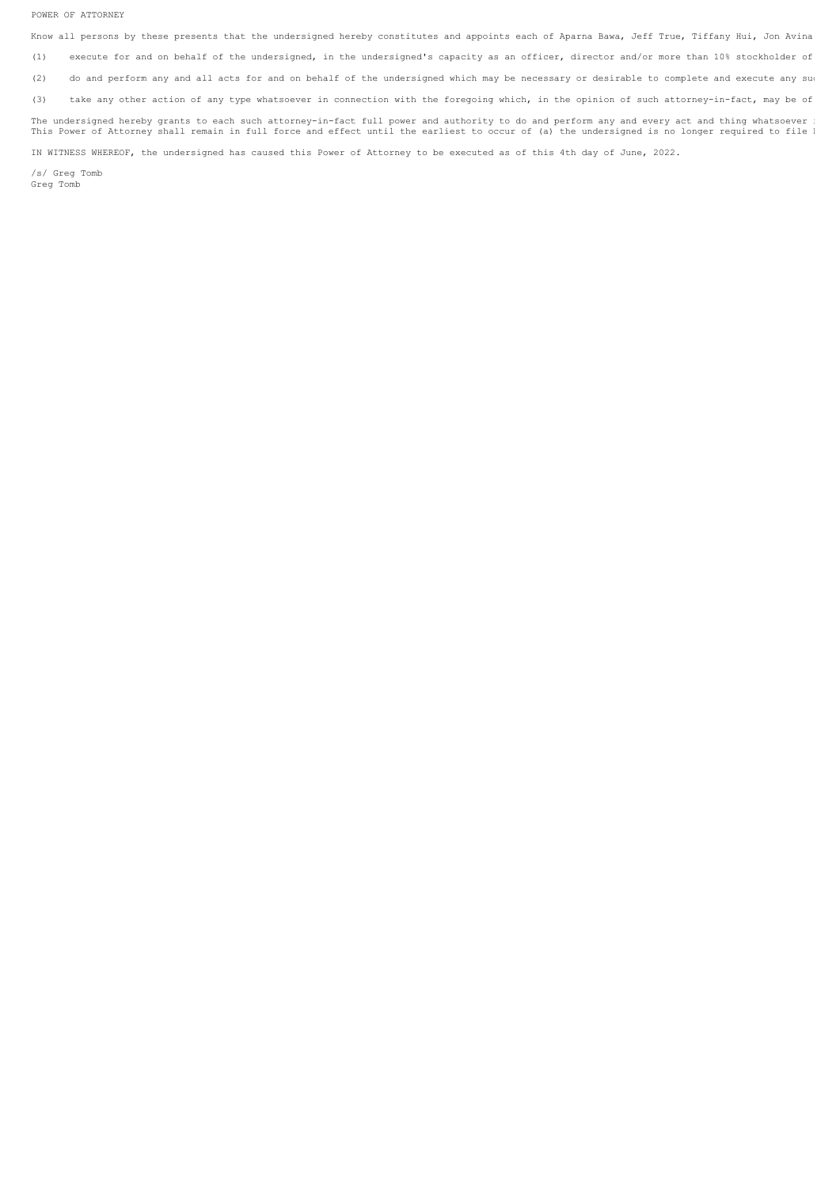POWER OF ATTORNEY

Know all persons by these presents that the undersigned hereby constitutes and appoints each of Aparna Bawa, Jeff True, Tiffany Hui, Jon Avina

(1) execute for and on behalf of the undersigned, in the undersigned's capacity as an officer, director and/or more than 10% stockholder of

(2) do and perform any and all acts for and on behalf of the undersigned which may be necessary or desirable to complete and execute any su

(3) take any other action of any type whatsoever in connection with the foregoing which, in the opinion of such attorney-in-fact, may be of

The undersigned hereby grants to each such attorney-in-fact full power and authority to do and perform any and every act and thing whatsoever
This Power of Attorney shall remain in full force and effect until the earliest to occur of (a) the undersigned is no longer required to file

IN WITNESS WHEREOF, the undersigned has caused this Power of Attorney to be executed as of this 4th day of June, 2022.

/s/ Greg Tomb
Greg Tomb